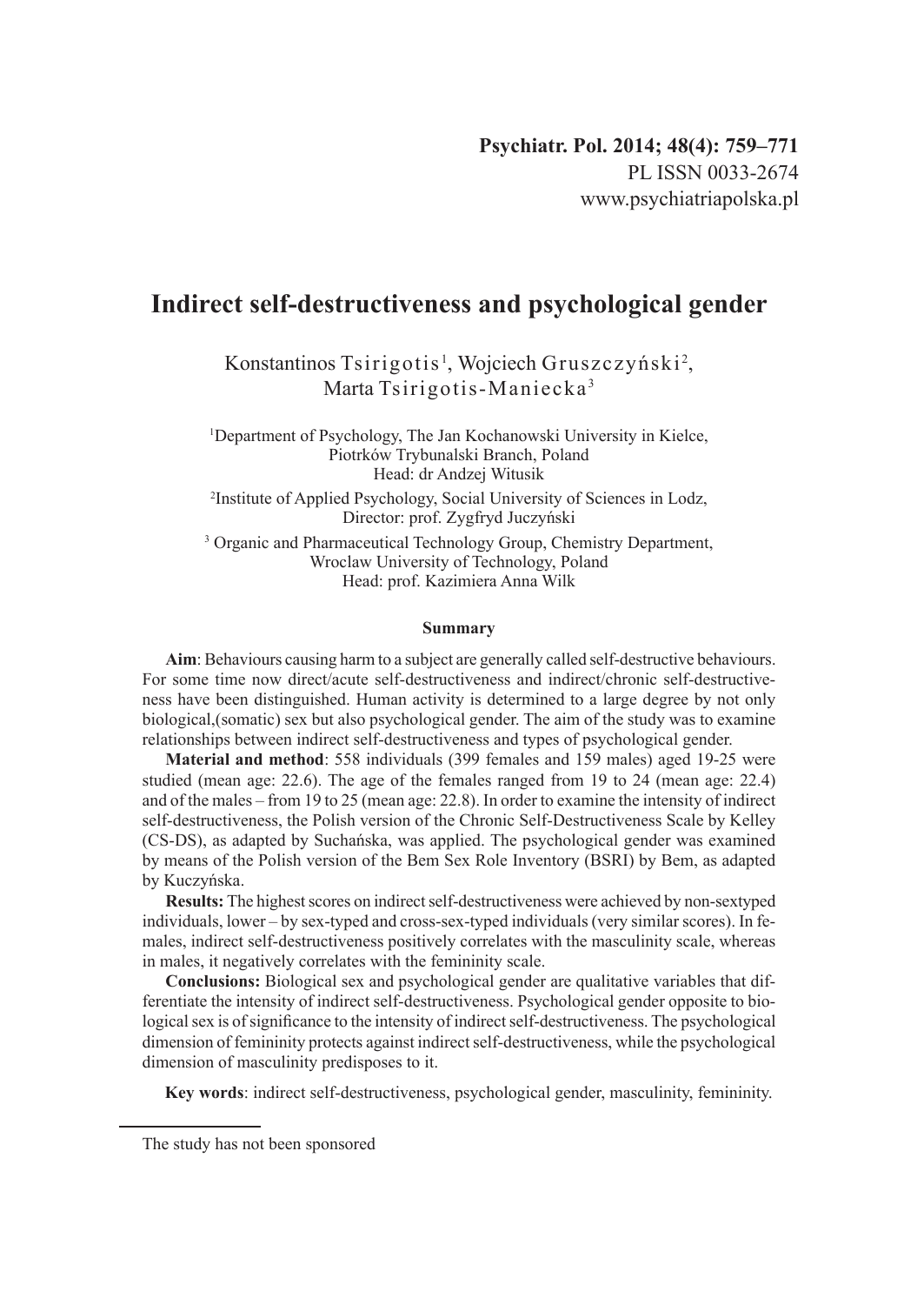Psychiatr. Pol. 2014; 48(4): 759–771
PL ISSN 0033-2674
www.psychiatriapolska.pl

# Indirect self-destructiveness and psychological gender

Konstantinos Tsirigotis[1], Wojciech Gruszczyński[2], Marta Tsirigotis-Maniecka[3]

[1]Department of Psychology, The Jan Kochanowski University in Kielce, Piotrków Trybunalski Branch, Poland
Head: dr Andzej Witusik

[2]Institute of Applied Psychology, Social University of Sciences in Lodz,
Director: prof. Zygfryd Juczyński

[3] Organic and Pharmaceutical Technology Group, Chemistry Department, Wroclaw University of Technology, Poland
Head: prof. Kazimiera Anna Wilk

### Summary

**Aim**: Behaviours causing harm to a subject are generally called self-destructive behaviours. For some time now direct/acute self-destructiveness and indirect/chronic self-destructiveness have been distinguished. Human activity is determined to a large degree by not only biological,(somatic) sex but also psychological gender. The aim of the study was to examine relationships between indirect self-destructiveness and types of psychological gender.

**Material and method**: 558 individuals (399 females and 159 males) aged 19-25 were studied (mean age: 22.6). The age of the females ranged from 19 to 24 (mean age: 22.4) and of the males – from 19 to 25 (mean age: 22.8). In order to examine the intensity of indirect self-destructiveness, the Polish version of the Chronic Self-Destructiveness Scale by Kelley (CS-DS), as adapted by Suchańska, was applied. The psychological gender was examined by means of the Polish version of the Bem Sex Role Inventory (BSRI) by Bem, as adapted by Kuczyńska.

**Results:** The highest scores on indirect self-destructiveness were achieved by non-sextyped individuals, lower – by sex-typed and cross-sex-typed individuals (very similar scores). In females, indirect self-destructiveness positively correlates with the masculinity scale, whereas in males, it negatively correlates with the femininity scale.

**Conclusions:** Biological sex and psychological gender are qualitative variables that differentiate the intensity of indirect self-destructiveness. Psychological gender opposite to biological sex is of significance to the intensity of indirect self-destructiveness. The psychological dimension of femininity protects against indirect self-destructiveness, while the psychological dimension of masculinity predisposes to it.

**Key words**: indirect self-destructiveness, psychological gender, masculinity, femininity.

---

The study has not been sponsored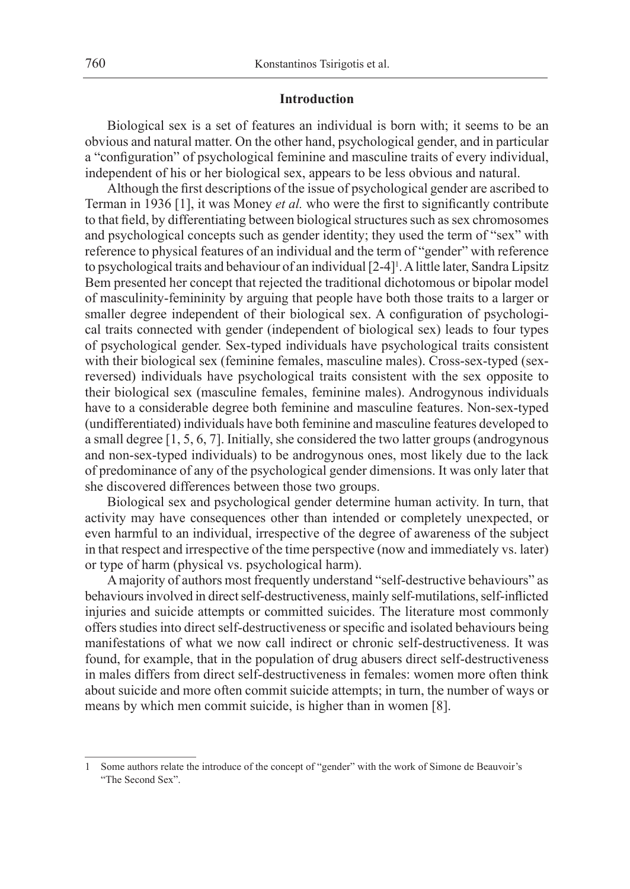## Introduction

Biological sex is a set of features an individual is born with; it seems to be an obvious and natural matter. On the other hand, psychological gender, and in particular a "configuration" of psychological feminine and masculine traits of every individual, independent of his or her biological sex, appears to be less obvious and natural.

Although the first descriptions of the issue of psychological gender are ascribed to Terman in 1936 [1], it was Money *et al.* who were the first to significantly contribute to that field, by differentiating between biological structures such as sex chromosomes and psychological concepts such as gender identity; they used the term of "sex" with reference to physical features of an individual and the term of "gender" with reference to psychological traits and behaviour of an individual [2-4][1]. A little later, Sandra Lipsitz Bem presented her concept that rejected the traditional dichotomous or bipolar model of masculinity-femininity by arguing that people have both those traits to a larger or smaller degree independent of their biological sex. A configuration of psychological traits connected with gender (independent of biological sex) leads to four types of psychological gender. Sex-typed individuals have psychological traits consistent with their biological sex (feminine females, masculine males). Cross-sex-typed (sex-reversed) individuals have psychological traits consistent with the sex opposite to their biological sex (masculine females, feminine males). Androgynous individuals have to a considerable degree both feminine and masculine features. Non-sex-typed (undifferentiated) individuals have both feminine and masculine features developed to a small degree [1, 5, 6, 7]. Initially, she considered the two latter groups (androgynous and non-sex-typed individuals) to be androgynous ones, most likely due to the lack of predominance of any of the psychological gender dimensions. It was only later that she discovered differences between those two groups.

Biological sex and psychological gender determine human activity. In turn, that activity may have consequences other than intended or completely unexpected, or even harmful to an individual, irrespective of the degree of awareness of the subject in that respect and irrespective of the time perspective (now and immediately vs. later) or type of harm (physical vs. psychological harm).

A majority of authors most frequently understand "self-destructive behaviours" as behaviours involved in direct self-destructiveness, mainly self-mutilations, self-inflicted injuries and suicide attempts or committed suicides. The literature most commonly offers studies into direct self-destructiveness or specific and isolated behaviours being manifestations of what we now call indirect or chronic self-destructiveness. It was found, for example, that in the population of drug abusers direct self-destructiveness in males differs from direct self-destructiveness in females: women more often think about suicide and more often commit suicide attempts; in turn, the number of ways or means by which men commit suicide, is higher than in women [8].

---

1 Some authors relate the introduce of the concept of "gender" with the work of Simone de Beauvoir's "The Second Sex".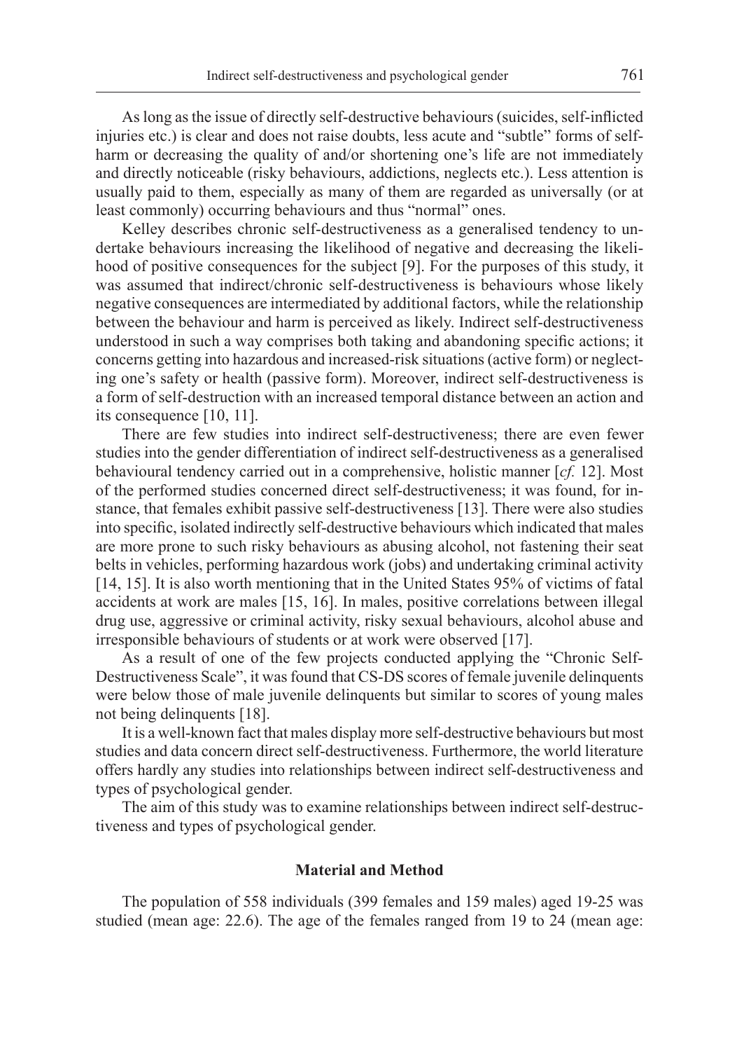As long as the issue of directly self-destructive behaviours (suicides, self-inflicted injuries etc.) is clear and does not raise doubts, less acute and "subtle" forms of self-harm or decreasing the quality of and/or shortening one's life are not immediately and directly noticeable (risky behaviours, addictions, neglects etc.). Less attention is usually paid to them, especially as many of them are regarded as universally (or at least commonly) occurring behaviours and thus "normal" ones.

Kelley describes chronic self-destructiveness as a generalised tendency to undertake behaviours increasing the likelihood of negative and decreasing the likelihood of positive consequences for the subject [9]. For the purposes of this study, it was assumed that indirect/chronic self-destructiveness is behaviours whose likely negative consequences are intermediated by additional factors, while the relationship between the behaviour and harm is perceived as likely. Indirect self-destructiveness understood in such a way comprises both taking and abandoning specific actions; it concerns getting into hazardous and increased-risk situations (active form) or neglecting one's safety or health (passive form). Moreover, indirect self-destructiveness is a form of self-destruction with an increased temporal distance between an action and its consequence [10, 11].

There are few studies into indirect self-destructiveness; there are even fewer studies into the gender differentiation of indirect self-destructiveness as a generalised behavioural tendency carried out in a comprehensive, holistic manner [*cf.* 12]. Most of the performed studies concerned direct self-destructiveness; it was found, for instance, that females exhibit passive self-destructiveness [13]. There were also studies into specific, isolated indirectly self-destructive behaviours which indicated that males are more prone to such risky behaviours as abusing alcohol, not fastening their seat belts in vehicles, performing hazardous work (jobs) and undertaking criminal activity [14, 15]. It is also worth mentioning that in the United States 95% of victims of fatal accidents at work are males [15, 16]. In males, positive correlations between illegal drug use, aggressive or criminal activity, risky sexual behaviours, alcohol abuse and irresponsible behaviours of students or at work were observed [17].

As a result of one of the few projects conducted applying the "Chronic Self-Destructiveness Scale", it was found that CS-DS scores of female juvenile delinquents were below those of male juvenile delinquents but similar to scores of young males not being delinquents [18].

It is a well-known fact that males display more self-destructive behaviours but most studies and data concern direct self-destructiveness. Furthermore, the world literature offers hardly any studies into relationships between indirect self-destructiveness and types of psychological gender.

The aim of this study was to examine relationships between indirect self-destructiveness and types of psychological gender.

## Material and Method

The population of 558 individuals (399 females and 159 males) aged 19-25 was studied (mean age: 22.6). The age of the females ranged from 19 to 24 (mean age: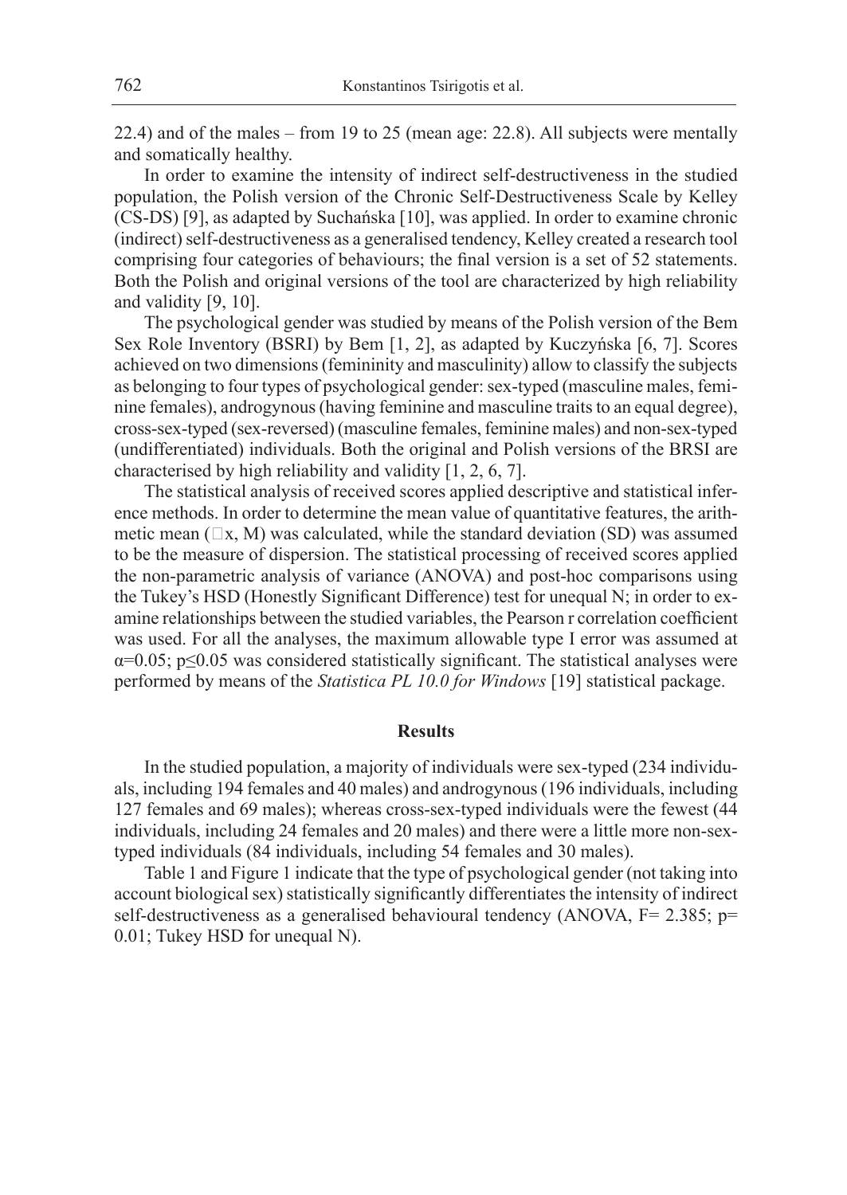22.4) and of the males – from 19 to 25 (mean age: 22.8). All subjects were mentally and somatically healthy.

In order to examine the intensity of indirect self-destructiveness in the studied population, the Polish version of the Chronic Self-Destructiveness Scale by Kelley (CS-DS) [9], as adapted by Suchańska [10], was applied. In order to examine chronic (indirect) self-destructiveness as a generalised tendency, Kelley created a research tool comprising four categories of behaviours; the final version is a set of 52 statements. Both the Polish and original versions of the tool are characterized by high reliability and validity [9, 10].

The psychological gender was studied by means of the Polish version of the Bem Sex Role Inventory (BSRI) by Bem [1, 2], as adapted by Kuczyńska [6, 7]. Scores achieved on two dimensions (femininity and masculinity) allow to classify the subjects as belonging to four types of psychological gender: sex-typed (masculine males, feminine females), androgynous (having feminine and masculine traits to an equal degree), cross-sex-typed (sex-reversed) (masculine females, feminine males) and non-sex-typed (undifferentiated) individuals. Both the original and Polish versions of the BRSI are characterised by high reliability and validity [1, 2, 6, 7].

The statistical analysis of received scores applied descriptive and statistical inference methods. In order to determine the mean value of quantitative features, the arithmetic mean (□x, M) was calculated, while the standard deviation (SD) was assumed to be the measure of dispersion. The statistical processing of received scores applied the non-parametric analysis of variance (ANOVA) and post-hoc comparisons using the Tukey's HSD (Honestly Significant Difference) test for unequal N; in order to examine relationships between the studied variables, the Pearson r correlation coefficient was used. For all the analyses, the maximum allowable type I error was assumed at $\alpha=0.05$; $p\leq0.05$ was considered statistically significant. The statistical analyses were performed by means of the *Statistica PL 10.0 for Windows* [19] statistical package.

## Results

In the studied population, a majority of individuals were sex-typed (234 individuals, including 194 females and 40 males) and androgynous (196 individuals, including 127 females and 69 males); whereas cross-sex-typed individuals were the fewest (44 individuals, including 24 females and 20 males) and there were a little more non-sex-typed individuals (84 individuals, including 54 females and 30 males).

Table 1 and Figure 1 indicate that the type of psychological gender (not taking into account biological sex) statistically significantly differentiates the intensity of indirect self-destructiveness as a generalised behavioural tendency (ANOVA, $F= 2.385$; $p= 0.01$; Tukey HSD for unequal N).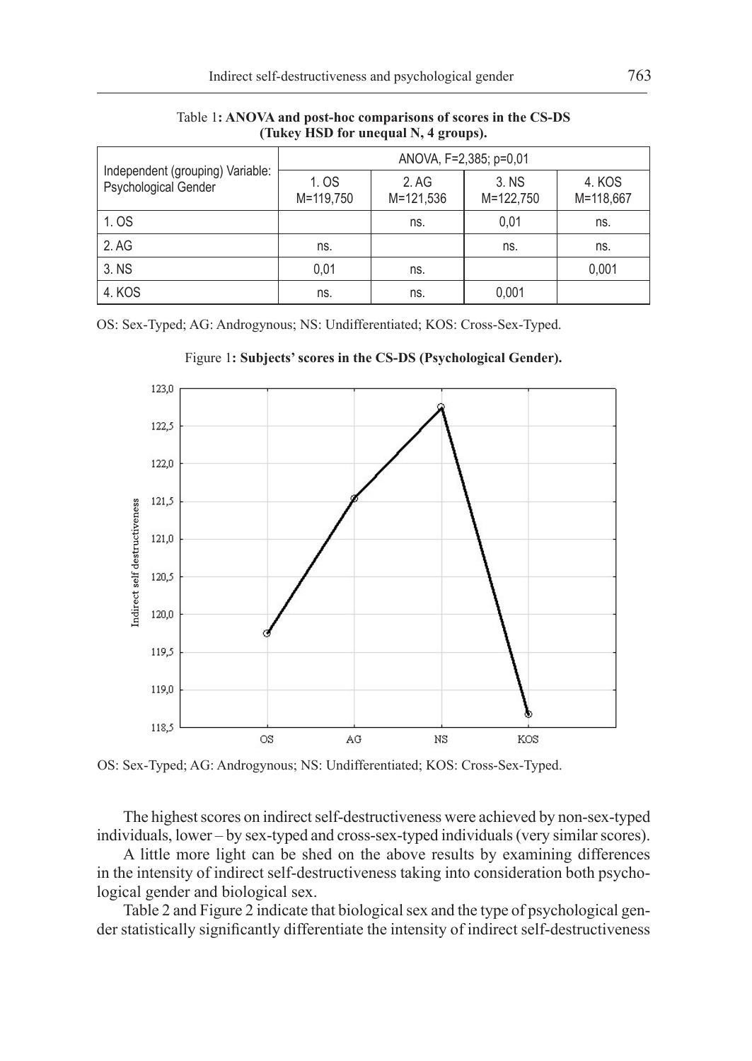Table 1: **ANOVA and post-hoc comparisons of scores in the CS-DS (Tukey HSD for unequal N, 4 groups).**

| Independent (grouping) Variable: Psychological Gender | ANOVA, F=2,385; p=0,01 | | | |
|---|---|---|---|---|
| | 1. OS M=119,750 | 2. AG M=121,536 | 3. NS M=122,750 | 4. KOS M=118,667 |
| 1. OS | | ns. | 0,01 | ns. |
| 2. AG | ns. | | ns. | ns. |
| 3. NS | 0,01 | ns. | | 0,001 |
| 4. KOS | ns. | ns. | 0,001 | |

OS: Sex-Typed; AG: Androgynous; NS: Undifferentiated; KOS: Cross-Sex-Typed.

Figure 1: **Subjects' scores in the CS-DS (Psychological Gender).**

OS: Sex-Typed; AG: Androgynous; NS: Undifferentiated; KOS: Cross-Sex-Typed.

The highest scores on indirect self-destructiveness were achieved by non-sex-typed individuals, lower – by sex-typed and cross-sex-typed individuals (very similar scores).

A little more light can be shed on the above results by examining differences in the intensity of indirect self-destructiveness taking into consideration both psychological gender and biological sex.

Table 2 and Figure 2 indicate that biological sex and the type of psychological gender statistically significantly differentiate the intensity of indirect self-destructiveness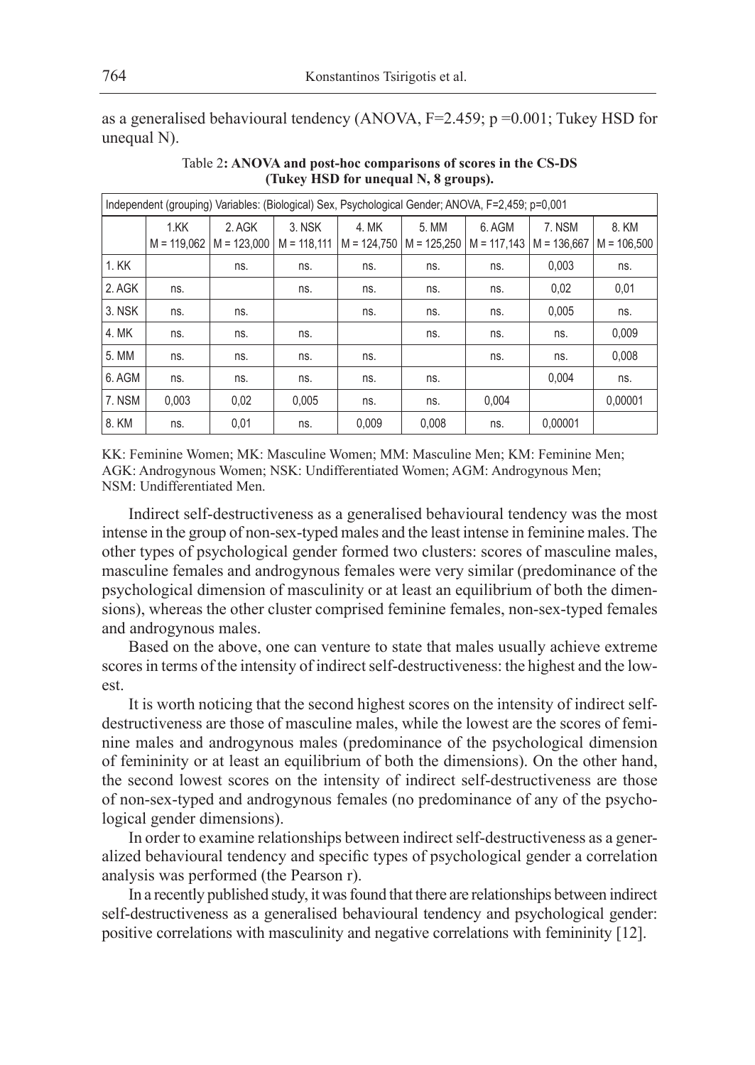as a generalised behavioural tendency (ANOVA, F=2.459; p =0.001; Tukey HSD for unequal N).

Table 2**: ANOVA and post-hoc comparisons of scores in the CS-DS (Tukey HSD for unequal N, 8 groups).**

| Independent (grouping) Variables: (Biological) Sex, Psychological Gender; ANOVA, F=2,459; p=0,001 | | | | | | | | |
|---|---|---|---|---|---|---|---|---|
| | 1.KK M = 119,062 | 2. AGK M = 123,000 | 3. NSK M = 118,111 | 4. MK M = 124,750 | 5. MM M = 125,250 | 6. AGM M = 117,143 | 7. NSM M = 136,667 | 8. KM M = 106,500 |
| 1. KK | | ns. | ns. | ns. | ns. | ns. | 0,003 | ns. |
| 2. AGK | ns. | | ns. | ns. | ns. | ns. | 0,02 | 0,01 |
| 3. NSK | ns. | ns. | | ns. | ns. | ns. | 0,005 | ns. |
| 4. MK | ns. | ns. | ns. | | ns. | ns. | ns. | 0,009 |
| 5. MM | ns. | ns. | ns. | ns. | | ns. | ns. | 0,008 |
| 6. AGM | ns. | ns. | ns. | ns. | ns. | | 0,004 | ns. |
| 7. NSM | 0,003 | 0,02 | 0,005 | ns. | ns. | 0,004 | | 0,00001 |
| 8. KM | ns. | 0,01 | ns. | 0,009 | 0,008 | ns. | 0,00001 | |

KK: Feminine Women; MK: Masculine Women; MM: Masculine Men; KM: Feminine Men; AGK: Androgynous Women; NSK: Undifferentiated Women; AGM: Androgynous Men; NSM: Undifferentiated Men.

Indirect self-destructiveness as a generalised behavioural tendency was the most intense in the group of non-sex-typed males and the least intense in feminine males. The other types of psychological gender formed two clusters: scores of masculine males, masculine females and androgynous females were very similar (predominance of the psychological dimension of masculinity or at least an equilibrium of both the dimensions), whereas the other cluster comprised feminine females, non-sex-typed females and androgynous males.

Based on the above, one can venture to state that males usually achieve extreme scores in terms of the intensity of indirect self-destructiveness: the highest and the lowest.

It is worth noticing that the second highest scores on the intensity of indirect self-destructiveness are those of masculine males, while the lowest are the scores of feminine males and androgynous males (predominance of the psychological dimension of femininity or at least an equilibrium of both the dimensions). On the other hand, the second lowest scores on the intensity of indirect self-destructiveness are those of non-sex-typed and androgynous females (no predominance of any of the psychological gender dimensions).

In order to examine relationships between indirect self-destructiveness as a generalized behavioural tendency and specific types of psychological gender a correlation analysis was performed (the Pearson r).

In a recently published study, it was found that there are relationships between indirect self-destructiveness as a generalised behavioural tendency and psychological gender: positive correlations with masculinity and negative correlations with femininity [12].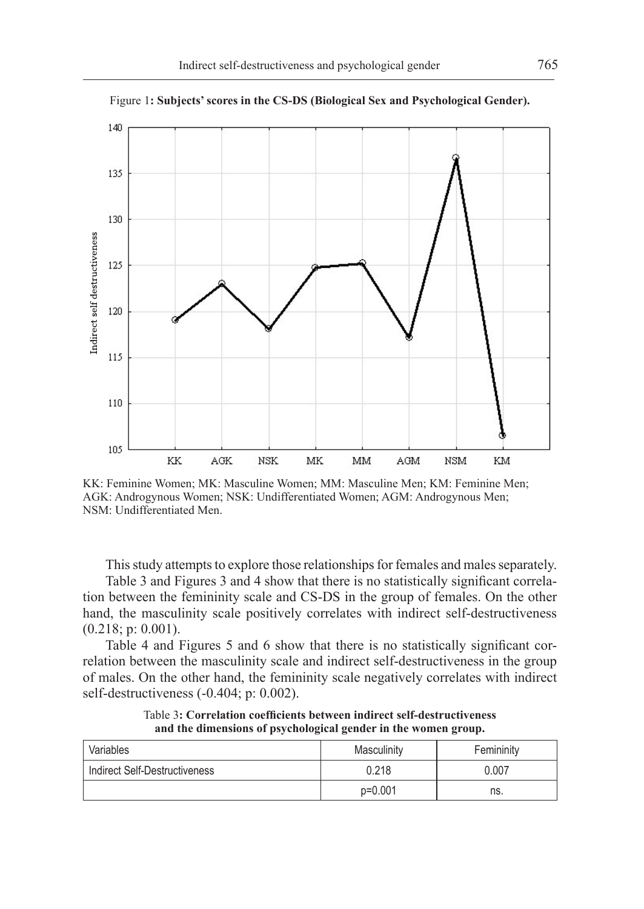Figure 1**: Subjects' scores in the CS-DS (Biological Sex and Psychological Gender).**

KK: Feminine Women; MK: Masculine Women; MM: Masculine Men; KM: Feminine Men; AGK: Androgynous Women; NSK: Undifferentiated Women; AGM: Androgynous Men; NSM: Undifferentiated Men.

This study attempts to explore those relationships for females and males separately.

Table 3 and Figures 3 and 4 show that there is no statistically significant correlation between the femininity scale and CS-DS in the group of females. On the other hand, the masculinity scale positively correlates with indirect self-destructiveness (0.218; p: 0.001).

Table 4 and Figures 5 and 6 show that there is no statistically significant correlation between the masculinity scale and indirect self-destructiveness in the group of males. On the other hand, the femininity scale negatively correlates with indirect self-destructiveness (-0.404; p: 0.002).

Table 3**: Correlation coefficients between indirect self-destructiveness and the dimensions of psychological gender in the women group.**

| Variables | Masculinity | Femininity |
|---|---|---|
| Indirect Self-Destructiveness | 0.218 | 0.007 |
| | p=0.001 | ns. |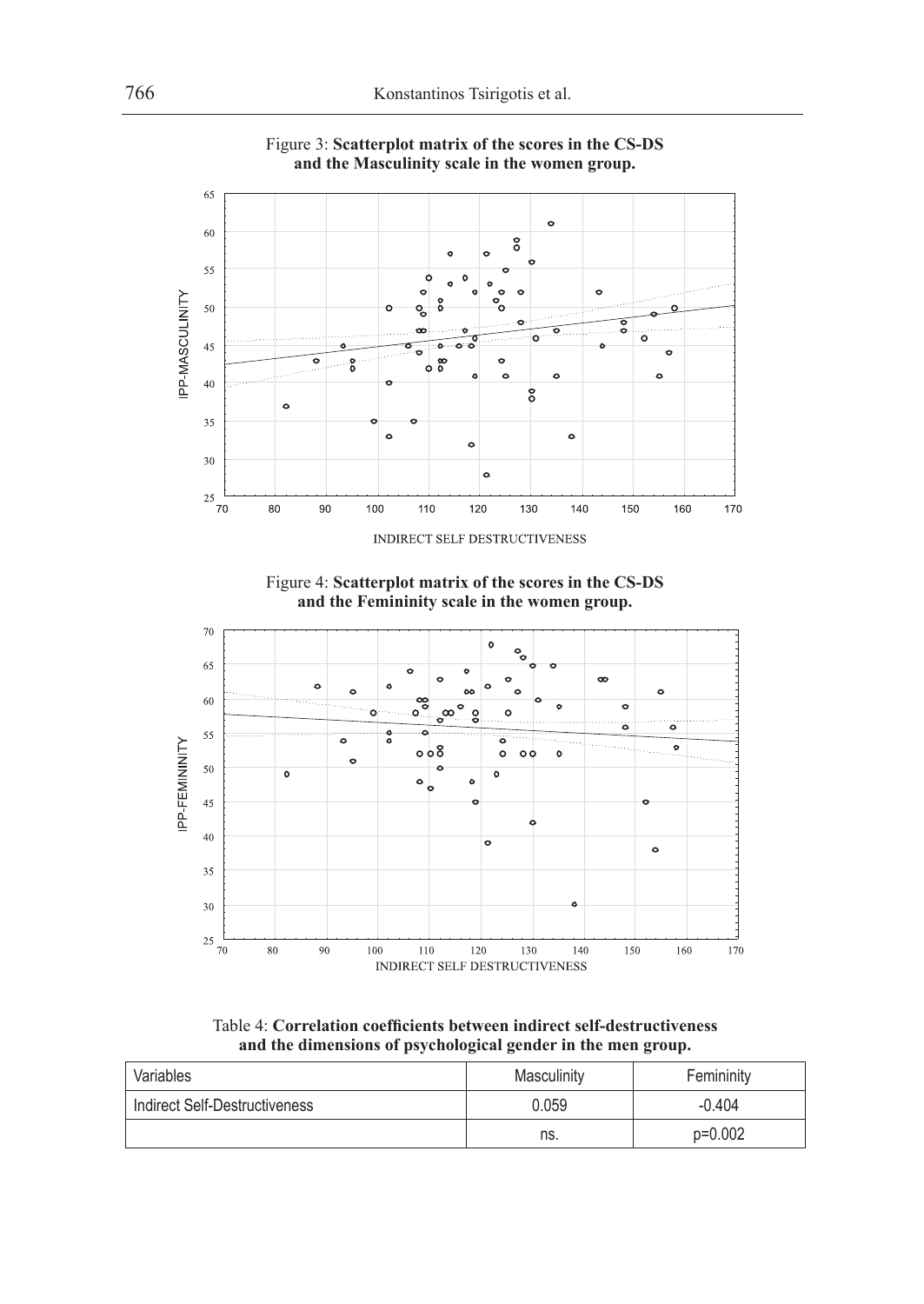Figure 3: **Scatterplot matrix of the scores in the CS-DS and the Masculinity scale in the women group.**

Figure 4: **Scatterplot matrix of the scores in the CS-DS and the Femininity scale in the women group.**

Table 4: **Correlation coefficients between indirect self-destructiveness and the dimensions of psychological gender in the men group.**

| Variables | Masculinity | Femininity |
|---|---|---|
| Indirect Self-Destructiveness | 0.059 | -0.404 |
| | ns. | p=0.002 |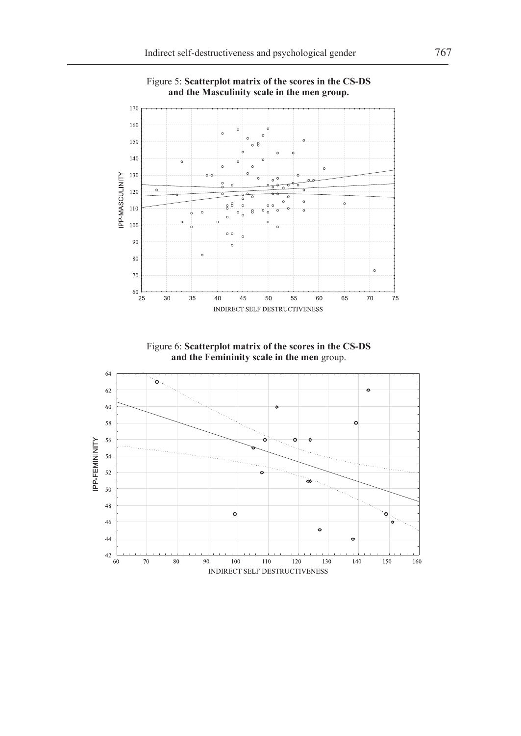Figure 5: **Scatterplot matrix of the scores in the CS-DS and the Masculinity scale in the men group.**

Figure 6: **Scatterplot matrix of the scores in the CS-DS and the Femininity scale in the men** group.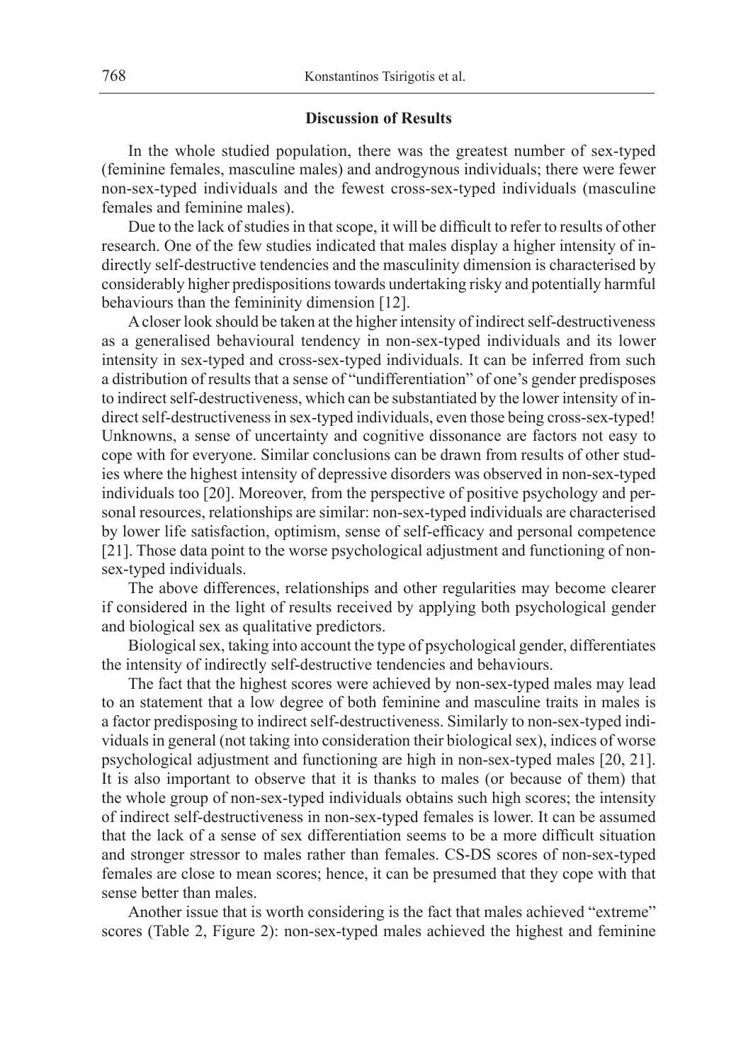## Discussion of Results

In the whole studied population, there was the greatest number of sex-typed (feminine females, masculine males) and androgynous individuals; there were fewer non-sex-typed individuals and the fewest cross-sex-typed individuals (masculine females and feminine males).

Due to the lack of studies in that scope, it will be difficult to refer to results of other research. One of the few studies indicated that males display a higher intensity of indirectly self-destructive tendencies and the masculinity dimension is characterised by considerably higher predispositions towards undertaking risky and potentially harmful behaviours than the femininity dimension [12].

A closer look should be taken at the higher intensity of indirect self-destructiveness as a generalised behavioural tendency in non-sex-typed individuals and its lower intensity in sex-typed and cross-sex-typed individuals. It can be inferred from such a distribution of results that a sense of "undifferentiation" of one's gender predisposes to indirect self-destructiveness, which can be substantiated by the lower intensity of indirect self-destructiveness in sex-typed individuals, even those being cross-sex-typed! Unknowns, a sense of uncertainty and cognitive dissonance are factors not easy to cope with for everyone. Similar conclusions can be drawn from results of other studies where the highest intensity of depressive disorders was observed in non-sex-typed individuals too [20]. Moreover, from the perspective of positive psychology and personal resources, relationships are similar: non-sex-typed individuals are characterised by lower life satisfaction, optimism, sense of self-efficacy and personal competence [21]. Those data point to the worse psychological adjustment and functioning of non-sex-typed individuals.

The above differences, relationships and other regularities may become clearer if considered in the light of results received by applying both psychological gender and biological sex as qualitative predictors.

Biological sex, taking into account the type of psychological gender, differentiates the intensity of indirectly self-destructive tendencies and behaviours.

The fact that the highest scores were achieved by non-sex-typed males may lead to an statement that a low degree of both feminine and masculine traits in males is a factor predisposing to indirect self-destructiveness. Similarly to non-sex-typed individuals in general (not taking into consideration their biological sex), indices of worse psychological adjustment and functioning are high in non-sex-typed males [20, 21]. It is also important to observe that it is thanks to males (or because of them) that the whole group of non-sex-typed individuals obtains such high scores; the intensity of indirect self-destructiveness in non-sex-typed females is lower. It can be assumed that the lack of a sense of sex differentiation seems to be a more difficult situation and stronger stressor to males rather than females. CS-DS scores of non-sex-typed females are close to mean scores; hence, it can be presumed that they cope with that sense better than males.

Another issue that is worth considering is the fact that males achieved "extreme" scores (Table 2, Figure 2): non-sex-typed males achieved the highest and feminine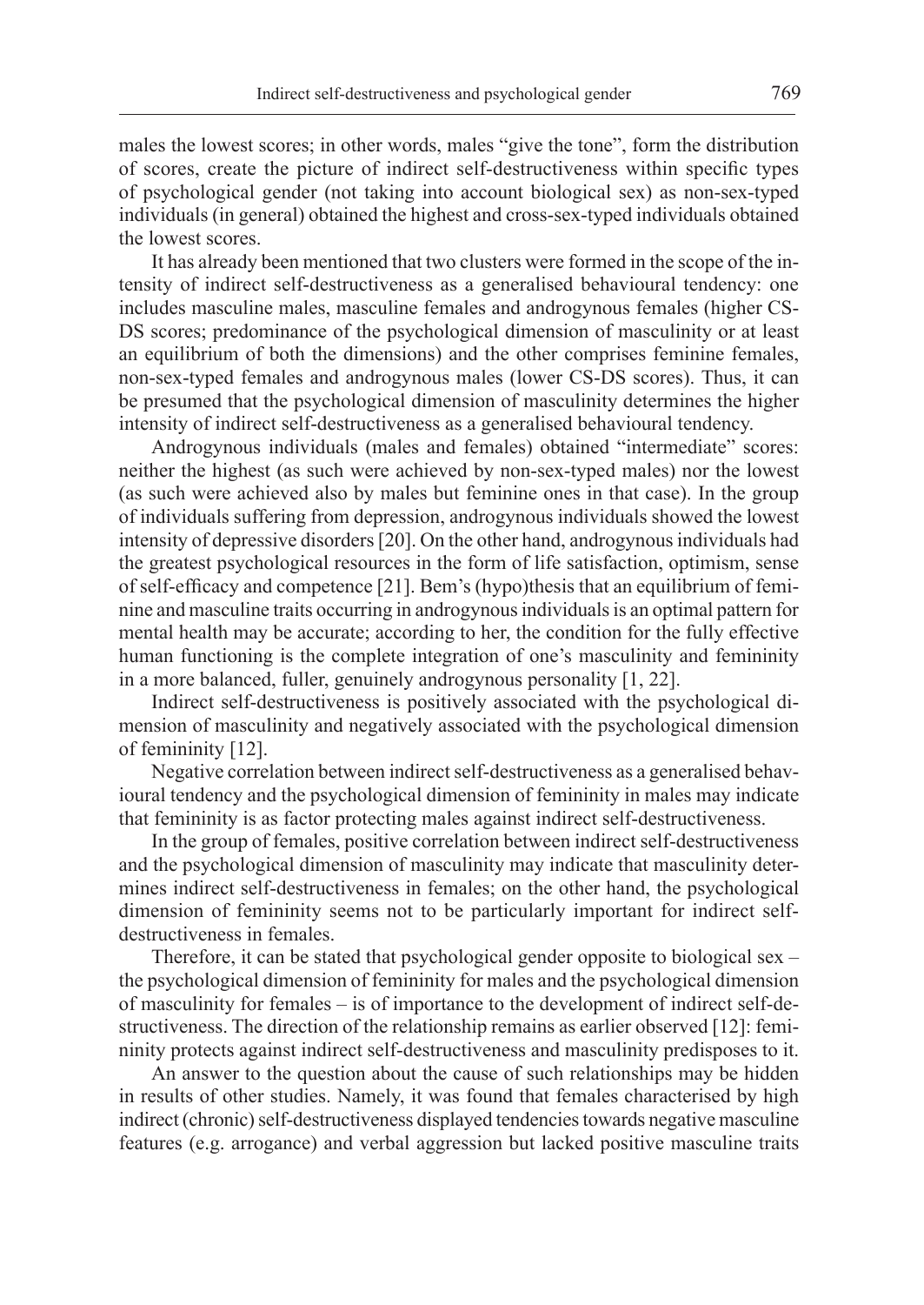males the lowest scores; in other words, males "give the tone", form the distribution of scores, create the picture of indirect self-destructiveness within specific types of psychological gender (not taking into account biological sex) as non-sex-typed individuals (in general) obtained the highest and cross-sex-typed individuals obtained the lowest scores.

It has already been mentioned that two clusters were formed in the scope of the intensity of indirect self-destructiveness as a generalised behavioural tendency: one includes masculine males, masculine females and androgynous females (higher CS-DS scores; predominance of the psychological dimension of masculinity or at least an equilibrium of both the dimensions) and the other comprises feminine females, non-sex-typed females and androgynous males (lower CS-DS scores). Thus, it can be presumed that the psychological dimension of masculinity determines the higher intensity of indirect self-destructiveness as a generalised behavioural tendency.

Androgynous individuals (males and females) obtained "intermediate" scores: neither the highest (as such were achieved by non-sex-typed males) nor the lowest (as such were achieved also by males but feminine ones in that case). In the group of individuals suffering from depression, androgynous individuals showed the lowest intensity of depressive disorders [20]. On the other hand, androgynous individuals had the greatest psychological resources in the form of life satisfaction, optimism, sense of self-efficacy and competence [21]. Bem's (hypo)thesis that an equilibrium of feminine and masculine traits occurring in androgynous individuals is an optimal pattern for mental health may be accurate; according to her, the condition for the fully effective human functioning is the complete integration of one's masculinity and femininity in a more balanced, fuller, genuinely androgynous personality [1, 22].

Indirect self-destructiveness is positively associated with the psychological dimension of masculinity and negatively associated with the psychological dimension of femininity [12].

Negative correlation between indirect self-destructiveness as a generalised behavioural tendency and the psychological dimension of femininity in males may indicate that femininity is as factor protecting males against indirect self-destructiveness.

In the group of females, positive correlation between indirect self-destructiveness and the psychological dimension of masculinity may indicate that masculinity determines indirect self-destructiveness in females; on the other hand, the psychological dimension of femininity seems not to be particularly important for indirect self-destructiveness in females.

Therefore, it can be stated that psychological gender opposite to biological sex – the psychological dimension of femininity for males and the psychological dimension of masculinity for females – is of importance to the development of indirect self-destructiveness. The direction of the relationship remains as earlier observed [12]: femininity protects against indirect self-destructiveness and masculinity predisposes to it.

An answer to the question about the cause of such relationships may be hidden in results of other studies. Namely, it was found that females characterised by high indirect (chronic) self-destructiveness displayed tendencies towards negative masculine features (e.g. arrogance) and verbal aggression but lacked positive masculine traits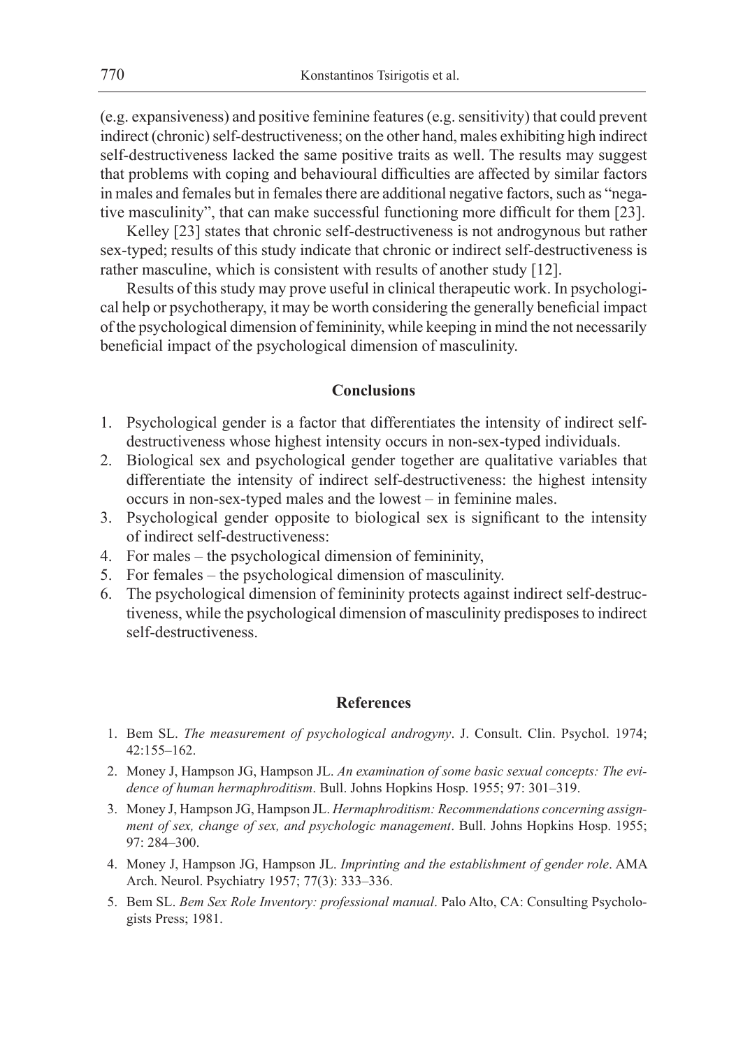(e.g. expansiveness) and positive feminine features (e.g. sensitivity) that could prevent indirect (chronic) self-destructiveness; on the other hand, males exhibiting high indirect self-destructiveness lacked the same positive traits as well. The results may suggest that problems with coping and behavioural difficulties are affected by similar factors in males and females but in females there are additional negative factors, such as "negative masculinity", that can make successful functioning more difficult for them [23].

Kelley [23] states that chronic self-destructiveness is not androgynous but rather sex-typed; results of this study indicate that chronic or indirect self-destructiveness is rather masculine, which is consistent with results of another study [12].

Results of this study may prove useful in clinical therapeutic work. In psychological help or psychotherapy, it may be worth considering the generally beneficial impact of the psychological dimension of femininity, while keeping in mind the not necessarily beneficial impact of the psychological dimension of masculinity.

## Conclusions

1. Psychological gender is a factor that differentiates the intensity of indirect self-destructiveness whose highest intensity occurs in non-sex-typed individuals.
2. Biological sex and psychological gender together are qualitative variables that differentiate the intensity of indirect self-destructiveness: the highest intensity occurs in non-sex-typed males and the lowest – in feminine males.
3. Psychological gender opposite to biological sex is significant to the intensity of indirect self-destructiveness:
4. For males – the psychological dimension of femininity,
5. For females – the psychological dimension of masculinity.
6. The psychological dimension of femininity protects against indirect self-destructiveness, while the psychological dimension of masculinity predisposes to indirect self-destructiveness.

## References

1. Bem SL. *The measurement of psychological androgyny*. J. Consult. Clin. Psychol. 1974; 42:155–162.
2. Money J, Hampson JG, Hampson JL. *An examination of some basic sexual concepts: The evidence of human hermaphroditism*. Bull. Johns Hopkins Hosp. 1955; 97: 301–319.
3. Money J, Hampson JG, Hampson JL. *Hermaphroditism: Recommendations concerning assignment of sex, change of sex, and psychologic management*. Bull. Johns Hopkins Hosp. 1955; 97: 284–300.
4. Money J, Hampson JG, Hampson JL. *Imprinting and the establishment of gender role*. AMA Arch. Neurol. Psychiatry 1957; 77(3): 333–336.
5. Bem SL. *Bem Sex Role Inventory: professional manual*. Palo Alto, CA: Consulting Psychologists Press; 1981.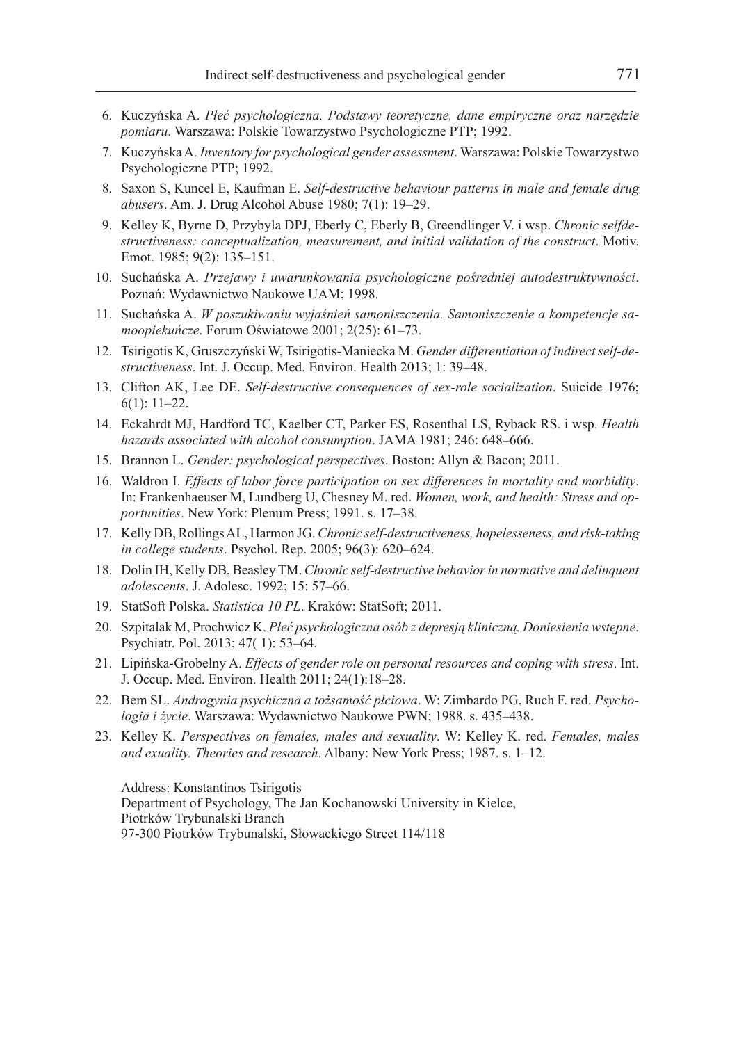6. Kuczyńska A. *Płeć psychologiczna. Podstawy teoretyczne, dane empiryczne oraz narzędzie pomiaru*. Warszawa: Polskie Towarzystwo Psychologiczne PTP; 1992.
7. Kuczyńska A. *Inventory for psychological gender assessment*. Warszawa: Polskie Towarzystwo Psychologiczne PTP; 1992.
8. Saxon S, Kuncel E, Kaufman E. *Self-destructive behaviour patterns in male and female drug abusers*. Am. J. Drug Alcohol Abuse 1980; 7(1): 19–29.
9. Kelley K, Byrne D, Przybyla DPJ, Eberly C, Eberly B, Greendlinger V. i wsp. *Chronic selfdestructiveness: conceptualization, measurement, and initial validation of the construct*. Motiv. Emot. 1985; 9(2): 135–151.
10. Suchańska A. *Przejawy i uwarunkowania psychologiczne pośredniej autodestruktywności*. Poznań: Wydawnictwo Naukowe UAM; 1998.
11. Suchańska A. *W poszukiwaniu wyjaśnień samoniszczenia. Samoniszczenie a kompetencje samoopiekuńcze*. Forum Oświatowe 2001; 2(25): 61–73.
12. Tsirigotis K, Gruszczyński W, Tsirigotis-Maniecka M. *Gender differentiation of indirect self-destructiveness*. Int. J. Occup. Med. Environ. Health 2013; 1: 39–48.
13. Clifton AK, Lee DE. *Self-destructive consequences of sex-role socialization*. Suicide 1976; 6(1): 11–22.
14. Eckahrdt MJ, Hardford TC, Kaelber CT, Parker ES, Rosenthal LS, Ryback RS. i wsp. *Health hazards associated with alcohol consumption*. JAMA 1981; 246: 648–666.
15. Brannon L. *Gender: psychological perspectives*. Boston: Allyn & Bacon; 2011.
16. Waldron I. *Effects of labor force participation on sex differences in mortality and morbidity*. In: Frankenhaeuser M, Lundberg U, Chesney M. red. *Women, work, and health: Stress and opportunities*. New York: Plenum Press; 1991. s. 17–38.
17. Kelly DB, Rollings AL, Harmon JG. *Chronic self-destructiveness, hopelesseness, and risk-taking in college students*. Psychol. Rep. 2005; 96(3): 620–624.
18. Dolin IH, Kelly DB, Beasley TM. *Chronic self-destructive behavior in normative and delinquent adolescents*. J. Adolesc. 1992; 15: 57–66.
19. StatSoft Polska. *Statistica 10 PL*. Kraków: StatSoft; 2011.
20. Szpitalak M, Prochwicz K. *Płeć psychologiczna osób z depresją kliniczną. Doniesienia wstępne*. Psychiatr. Pol. 2013; 47( 1): 53–64.
21. Lipińska-Grobelny A. *Effects of gender role on personal resources and coping with stress*. Int. J. Occup. Med. Environ. Health 2011; 24(1):18–28.
22. Bem SL. *Androgynia psychiczna a tożsamość płciowa*. W: Zimbardo PG, Ruch F. red. *Psychologia i życie*. Warszawa: Wydawnictwo Naukowe PWN; 1988. s. 435–438.
23. Kelley K. *Perspectives on females, males and sexuality*. W: Kelley K. red. *Females, males and exuality. Theories and research*. Albany: New York Press; 1987. s. 1–12.

Address: Konstantinos Tsirigotis
Department of Psychology, The Jan Kochanowski University in Kielce,
Piotrków Trybunalski Branch
97-300 Piotrków Trybunalski, Słowackiego Street 114/118